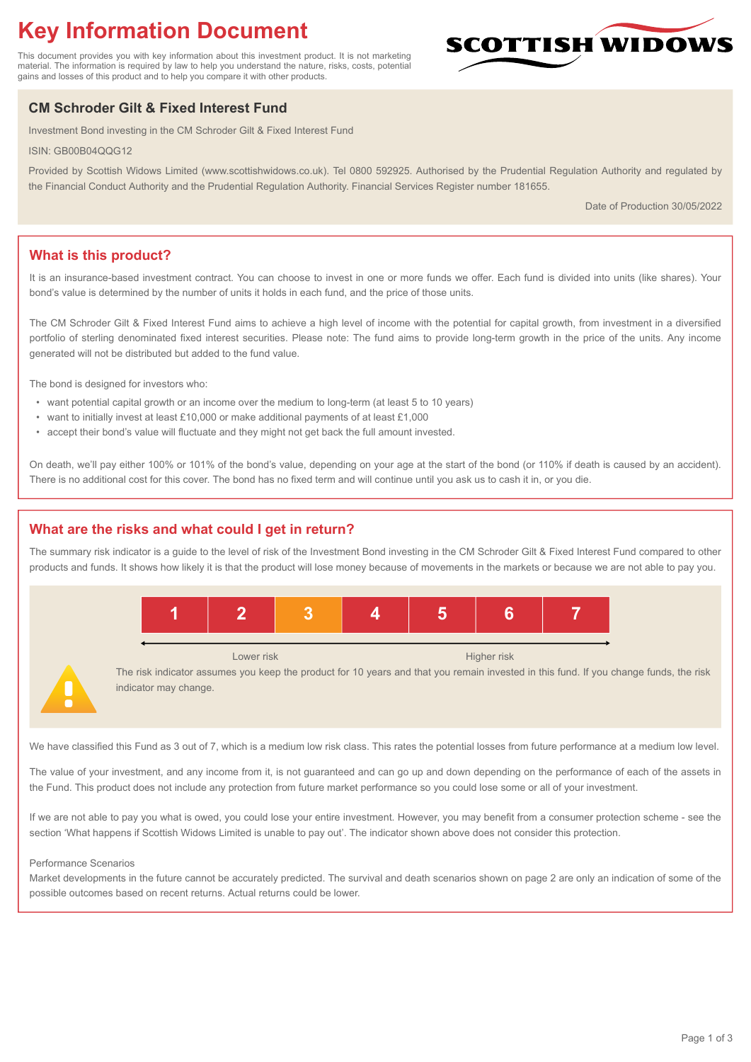# Key Information Document

This document provides you with key information about this investment product. It is not marketing material. The information is required by law to help you understand the nature, risks, costs, potential gains and losses of this product and to help you compare it with other products.

SCOTTISH WIDOWS

## CM Schroder Gilt & Fixed Interest Fund

Investment Bond investing in the CM Schroder Gilt & Fixed Interest Fund

ISIN: GB00B04QQG12

Provided by Scottish Widows Limited (www.scottishwidows.co.uk). Tel 0800 592925. Authorised by the Prudential Regulation Authority and regulated by the Financial Conduct Authority and the Prudential Regulation Authority. Financial Services Register number 181655.

Date of Production 30/05/2022

## What is this product?

It is an insurance-based investment contract. You can choose to invest in one or more funds we offer. Each fund is divided into units (like shares). Your bond's value is determined by the number of units it holds in each fund, and the price of those units.

The CM Schroder Gilt & Fixed Interest Fund aims to achieve a high level of income with the potential for capital growth, from investment in a diversified portfolio of sterling denominated fixed interest securities. Please note: The fund aims to provide long-term growth in the price of the units. Any income generated will not be distributed but added to the fund value.

The bond is designed for investors who:

- want potential capital growth or an income over the medium to long-term (at least 5 to 10 years)
- want to initially invest at least £10,000 or make additional payments of at least £1,000
- accept their bond's value will fluctuate and they might not get back the full amount invested.

On death, we'll pay either 100% or 101% of the bond's value, depending on your age at the start of the bond (or 110% if death is caused by an accident). There is no additional cost for this cover. The bond has no fixed term and will continue until you ask us to cash it in, or you die.

## What are the risks and what could I get in return?

The summary risk indicator is a guide to the level of risk of the Investment Bond investing in the CM Schroder Gilt & Fixed Interest Fund compared to other products and funds. It shows how likely it is that the product will lose money because of movements in the markets or because we are not able to pay you.

| 1 | 2 | **3** | 4 | 5 | 6 | 7 |
|---|---|---|---|---|---|---|

Lower risk — Higher risk

The risk indicator assumes you keep the product for 10 years and that you remain invested in this fund. If you change funds, the risk indicator may change.

We have classified this Fund as 3 out of 7, which is a medium low risk class. This rates the potential losses from future performance at a medium low level.

The value of your investment, and any income from it, is not guaranteed and can go up and down depending on the performance of each of the assets in the Fund. This product does not include any protection from future market performance so you could lose some or all of your investment.

If we are not able to pay you what is owed, you could lose your entire investment. However, you may benefit from a consumer protection scheme - see the section 'What happens if Scottish Widows Limited is unable to pay out'. The indicator shown above does not consider this protection.

Performance Scenarios

Market developments in the future cannot be accurately predicted. The survival and death scenarios shown on page 2 are only an indication of some of the possible outcomes based on recent returns. Actual returns could be lower.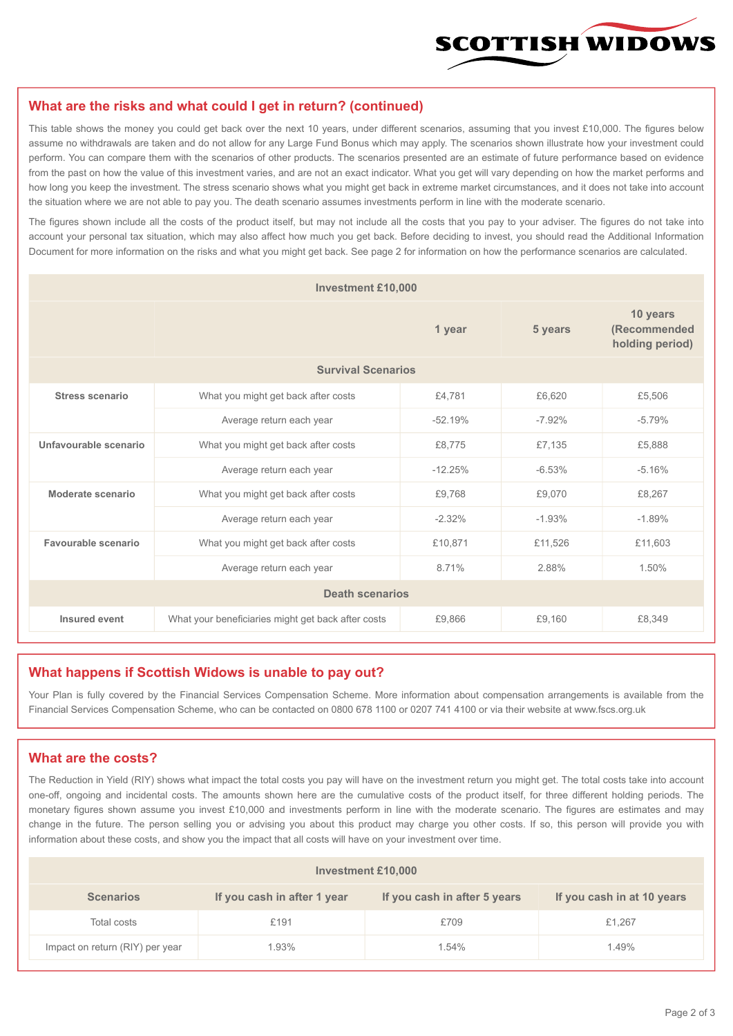## What are the risks and what could I get in return? (continued)

This table shows the money you could get back over the next 10 years, under different scenarios, assuming that you invest £10,000. The figures below assume no withdrawals are taken and do not allow for any Large Fund Bonus which may apply. The scenarios shown illustrate how your investment could perform. You can compare them with the scenarios of other products. The scenarios presented are an estimate of future performance based on evidence from the past on how the value of this investment varies, and are not an exact indicator. What you get will vary depending on how the market performs and how long you keep the investment. The stress scenario shows what you might get back in extreme market circumstances, and it does not take into account the situation where we are not able to pay you. The death scenario assumes investments perform in line with the moderate scenario.

The figures shown include all the costs of the product itself, but may not include all the costs that you pay to your adviser. The figures do not take into account your personal tax situation, which may also affect how much you get back. Before deciding to invest, you should read the Additional Information Document for more information on the risks and what you might get back. See page 2 for information on how the performance scenarios are calculated.

| Investment £10,000 | | | | |
|---|---|---|---|---|
| | | 1 year | 5 years | 10 years (Recommended holding period) |
| **Survival Scenarios** | | | | |
| **Stress scenario** | What you might get back after costs | £4,781 | £6,620 | £5,506 |
| | Average return each year | -52.19% | -7.92% | -5.79% |
| **Unfavourable scenario** | What you might get back after costs | £8,775 | £7,135 | £5,888 |
| | Average return each year | -12.25% | -6.53% | -5.16% |
| **Moderate scenario** | What you might get back after costs | £9,768 | £9,070 | £8,267 |
| | Average return each year | -2.32% | -1.93% | -1.89% |
| **Favourable scenario** | What you might get back after costs | £10,871 | £11,526 | £11,603 |
| | Average return each year | 8.71% | 2.88% | 1.50% |
| **Death scenarios** | | | | |
| **Insured event** | What your beneficiaries might get back after costs | £9,866 | £9,160 | £8,349 |

## What happens if Scottish Widows is unable to pay out?

Your Plan is fully covered by the Financial Services Compensation Scheme. More information about compensation arrangements is available from the Financial Services Compensation Scheme, who can be contacted on 0800 678 1100 or 0207 741 4100 or via their website at www.fscs.org.uk

## What are the costs?

The Reduction in Yield (RIY) shows what impact the total costs you pay will have on the investment return you might get. The total costs take into account one-off, ongoing and incidental costs. The amounts shown here are the cumulative costs of the product itself, for three different holding periods. The monetary figures shown assume you invest £10,000 and investments perform in line with the moderate scenario. The figures are estimates and may change in the future. The person selling you or advising you about this product may charge you other costs. If so, this person will provide you with information about these costs, and show you the impact that all costs will have on your investment over time.

| Investment £10,000 | | | |
|---|---|---|---|
| **Scenarios** | **If you cash in after 1 year** | **If you cash in after 5 years** | **If you cash in at 10 years** |
| Total costs | £191 | £709 | £1,267 |
| Impact on return (RIY) per year | 1.93% | 1.54% | 1.49% |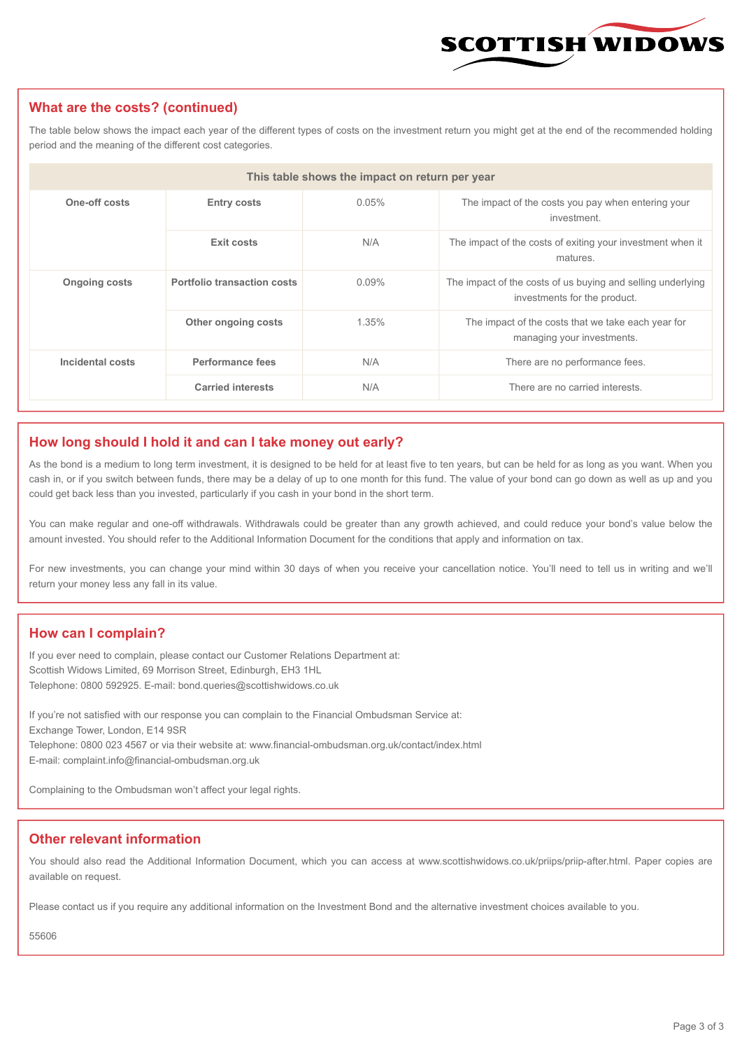## What are the costs? (continued)

The table below shows the impact each year of the different types of costs on the investment return you might get at the end of the recommended holding period and the meaning of the different cost categories.

| This table shows the impact on return per year | | | |
|---|---|---|---|
| **One-off costs** | **Entry costs** | 0.05% | The impact of the costs you pay when entering your investment. |
| | **Exit costs** | N/A | The impact of the costs of exiting your investment when it matures. |
| **Ongoing costs** | **Portfolio transaction costs** | 0.09% | The impact of the costs of us buying and selling underlying investments for the product. |
| | **Other ongoing costs** | 1.35% | The impact of the costs that we take each year for managing your investments. |
| **Incidental costs** | **Performance fees** | N/A | There are no performance fees. |
| | **Carried interests** | N/A | There are no carried interests. |

## How long should I hold it and can I take money out early?

As the bond is a medium to long term investment, it is designed to be held for at least five to ten years, but can be held for as long as you want. When you cash in, or if you switch between funds, there may be a delay of up to one month for this fund. The value of your bond can go down as well as up and you could get back less than you invested, particularly if you cash in your bond in the short term.

You can make regular and one-off withdrawals. Withdrawals could be greater than any growth achieved, and could reduce your bond's value below the amount invested. You should refer to the Additional Information Document for the conditions that apply and information on tax.

For new investments, you can change your mind within 30 days of when you receive your cancellation notice. You'll need to tell us in writing and we'll return your money less any fall in its value.

## How can I complain?

If you ever need to complain, please contact our Customer Relations Department at:
Scottish Widows Limited, 69 Morrison Street, Edinburgh, EH3 1HL
Telephone: 0800 592925. E-mail: bond.queries@scottishwidows.co.uk

If you're not satisfied with our response you can complain to the Financial Ombudsman Service at:
Exchange Tower, London, E14 9SR
Telephone: 0800 023 4567 or via their website at: www.financial-ombudsman.org.uk/contact/index.html
E-mail: complaint.info@financial-ombudsman.org.uk

Complaining to the Ombudsman won't affect your legal rights.

## Other relevant information

You should also read the Additional Information Document, which you can access at www.scottishwidows.co.uk/priips/priip-after.html. Paper copies are available on request.

Please contact us if you require any additional information on the Investment Bond and the alternative investment choices available to you.

55606